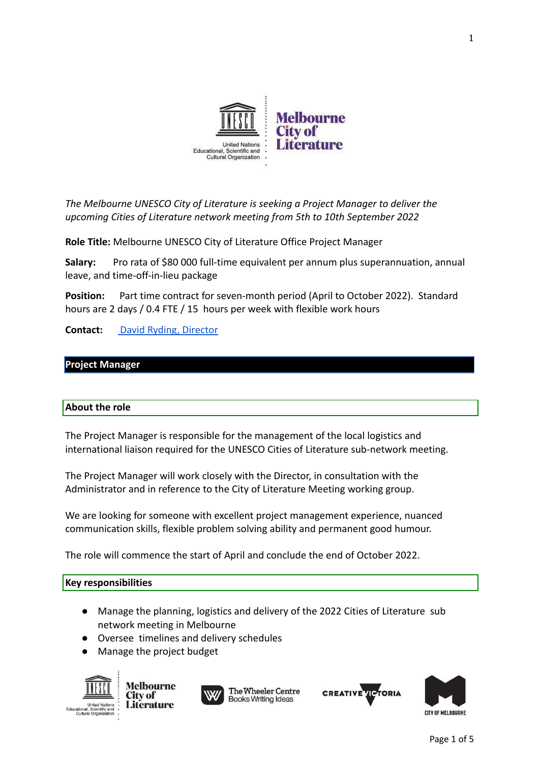*The Melbourne UNESCO City of Literature is seeking a Project Manager to deliver the upcoming Cities of Literature network meeting from 5th to 10th September 2022*

**Role Title:** Melbourne UNESCO City of Literature Office Project Manager

**Salary:** Pro rata of $80 000 full-time equivalent per annum plus superannuation, annual leave, and time-off-in-lieu package

**Position:** Part time contract for seven-month period (April to October 2022). Standard hours are 2 days / 0.4 FTE / 15 hours per week with flexible work hours

**Contact:** David Ryding, Director

## Project Manager

### About the role

The Project Manager is responsible for the management of the local logistics and international liaison required for the UNESCO Cities of Literature sub-network meeting.

The Project Manager will work closely with the Director, in consultation with the Administrator and in reference to the City of Literature Meeting working group.

We are looking for someone with excellent project management experience, nuanced communication skills, flexible problem solving ability and permanent good humour.

The role will commence the start of April and conclude the end of October 2022.

### Key responsibilities

- Manage the planning, logistics and delivery of the 2022 Cities of Literature sub network meeting in Melbourne
- Oversee timelines and delivery schedules
- Manage the project budget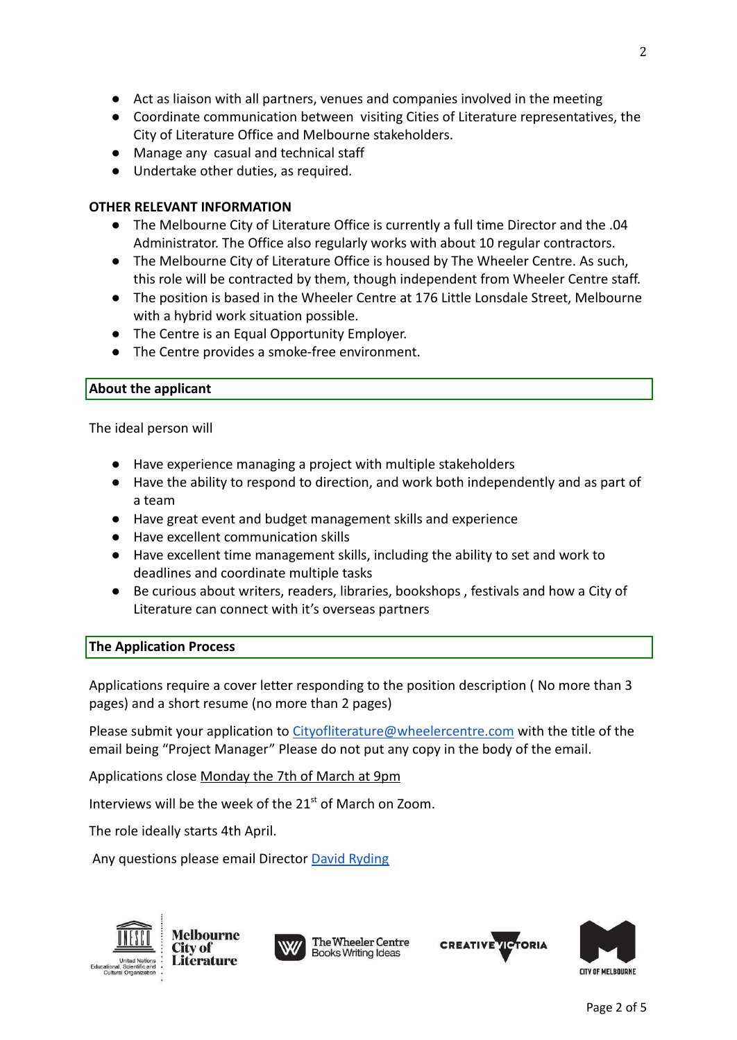- Act as liaison with all partners, venues and companies involved in the meeting
- Coordinate communication between visiting Cities of Literature representatives, the City of Literature Office and Melbourne stakeholders.
- Manage any casual and technical staff
- Undertake other duties, as required.

**OTHER RELEVANT INFORMATION**

- The Melbourne City of Literature Office is currently a full time Director and the .04 Administrator. The Office also regularly works with about 10 regular contractors.
- The Melbourne City of Literature Office is housed by The Wheeler Centre. As such, this role will be contracted by them, though independent from Wheeler Centre staff.
- The position is based in the Wheeler Centre at 176 Little Lonsdale Street, Melbourne with a hybrid work situation possible.
- The Centre is an Equal Opportunity Employer.
- The Centre provides a smoke-free environment.

## About the applicant

The ideal person will

- Have experience managing a project with multiple stakeholders
- Have the ability to respond to direction, and work both independently and as part of a team
- Have great event and budget management skills and experience
- Have excellent communication skills
- Have excellent time management skills, including the ability to set and work to deadlines and coordinate multiple tasks
- Be curious about writers, readers, libraries, bookshops , festivals and how a City of Literature can connect with it's overseas partners

## The Application Process

Applications require a cover letter responding to the position description ( No more than 3 pages) and a short resume (no more than 2 pages)

Please submit your application to Cityofliterature@wheelercentre.com with the title of the email being "Project Manager" Please do not put any copy in the body of the email.

Applications close Monday the 7th of March at 9pm

Interviews will be the week of the 21st of March on Zoom.

The role ideally starts 4th April.

Any questions please email Director David Ryding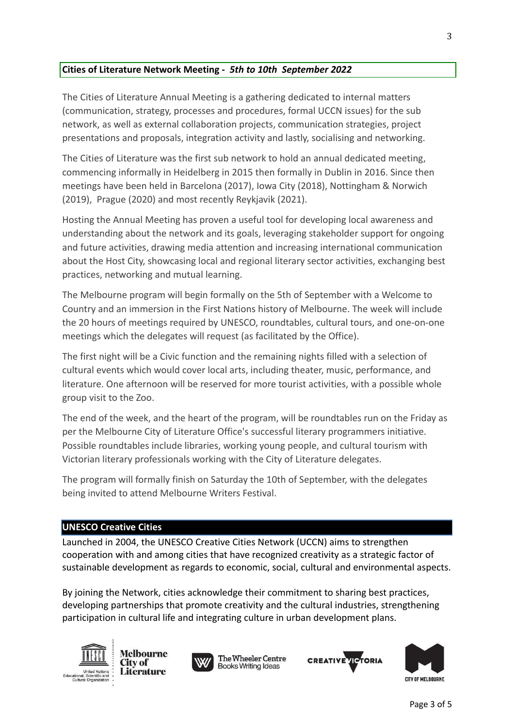## **Cities of Literature Network Meeting -** ***5th to 10th September 2022***

The Cities of Literature Annual Meeting is a gathering dedicated to internal matters (communication, strategy, processes and procedures, formal UCCN issues) for the sub network, as well as external collaboration projects, communication strategies, project presentations and proposals, integration activity and lastly, socialising and networking.

The Cities of Literature was the first sub network to hold an annual dedicated meeting, commencing informally in Heidelberg in 2015 then formally in Dublin in 2016. Since then meetings have been held in Barcelona (2017), Iowa City (2018), Nottingham & Norwich (2019), Prague (2020) and most recently Reykjavik (2021).

Hosting the Annual Meeting has proven a useful tool for developing local awareness and understanding about the network and its goals, leveraging stakeholder support for ongoing and future activities, drawing media attention and increasing international communication about the Host City, showcasing local and regional literary sector activities, exchanging best practices, networking and mutual learning.

The Melbourne program will begin formally on the 5th of September with a Welcome to Country and an immersion in the First Nations history of Melbourne. The week will include the 20 hours of meetings required by UNESCO, roundtables, cultural tours, and one-on-one meetings which the delegates will request (as facilitated by the Office).

The first night will be a Civic function and the remaining nights filled with a selection of cultural events which would cover local arts, including theater, music, performance, and literature. One afternoon will be reserved for more tourist activities, with a possible whole group visit to the Zoo.

The end of the week, and the heart of the program, will be roundtables run on the Friday as per the Melbourne City of Literature Office's successful literary programmers initiative. Possible roundtables include libraries, working young people, and cultural tourism with Victorian literary professionals working with the City of Literature delegates.

The program will formally finish on Saturday the 10th of September, with the delegates being invited to attend Melbourne Writers Festival.

## **UNESCO Creative Cities**

Launched in 2004, the UNESCO Creative Cities Network (UCCN) aims to strengthen cooperation with and among cities that have recognized creativity as a strategic factor of sustainable development as regards to economic, social, cultural and environmental aspects.

By joining the Network, cities acknowledge their commitment to sharing best practices, developing partnerships that promote creativity and the cultural industries, strengthening participation in cultural life and integrating culture in urban development plans.

United Nations Educational, Scientific and Cultural Organization · Melbourne City of Literature · The Wheeler Centre Books Writing Ideas · Creative Victoria · City of Melbourne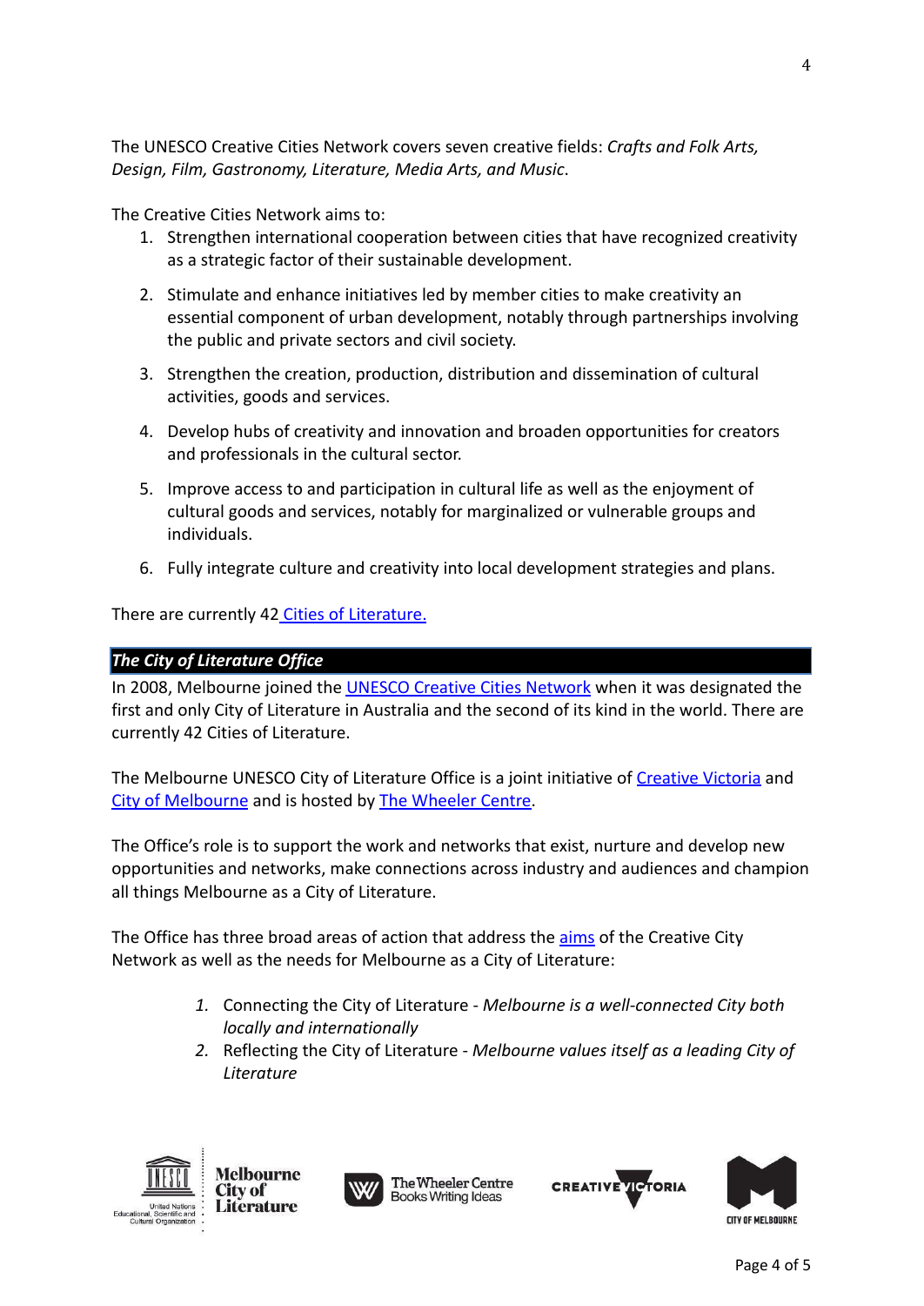The UNESCO Creative Cities Network covers seven creative fields: *Crafts and Folk Arts, Design, Film, Gastronomy, Literature, Media Arts, and Music*.

The Creative Cities Network aims to:

1. Strengthen international cooperation between cities that have recognized creativity as a strategic factor of their sustainable development.
2. Stimulate and enhance initiatives led by member cities to make creativity an essential component of urban development, notably through partnerships involving the public and private sectors and civil society.
3. Strengthen the creation, production, distribution and dissemination of cultural activities, goods and services.
4. Develop hubs of creativity and innovation and broaden opportunities for creators and professionals in the cultural sector.
5. Improve access to and participation in cultural life as well as the enjoyment of cultural goods and services, notably for marginalized or vulnerable groups and individuals.
6. Fully integrate culture and creativity into local development strategies and plans.

There are currently 42 Cities of Literature.

## ***The City of Literature Office***

In 2008, Melbourne joined the UNESCO Creative Cities Network when it was designated the first and only City of Literature in Australia and the second of its kind in the world. There are currently 42 Cities of Literature.

The Melbourne UNESCO City of Literature Office is a joint initiative of Creative Victoria and City of Melbourne and is hosted by The Wheeler Centre.

The Office's role is to support the work and networks that exist, nurture and develop new opportunities and networks, make connections across industry and audiences and champion all things Melbourne as a City of Literature.

The Office has three broad areas of action that address the aims of the Creative City Network as well as the needs for Melbourne as a City of Literature:

1. Connecting the City of Literature - *Melbourne is a well-connected City both locally and internationally*
2. Reflecting the City of Literature - *Melbourne values itself as a leading City of Literature*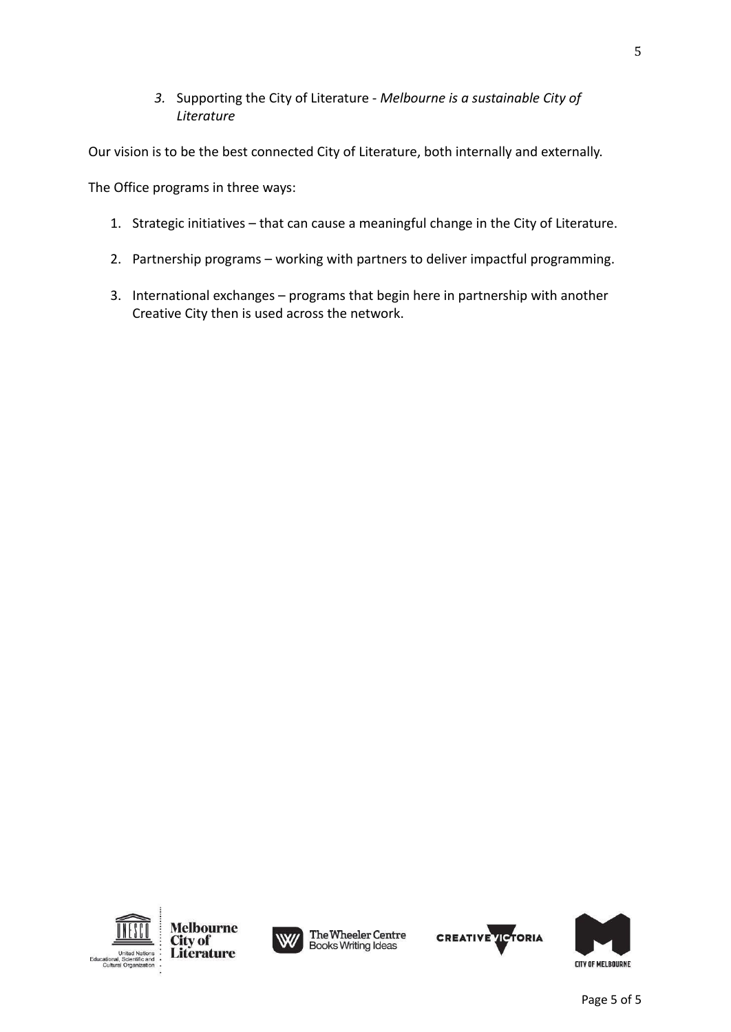3. Supporting the City of Literature - *Melbourne is a sustainable City of Literature*

Our vision is to be the best connected City of Literature, both internally and externally.

The Office programs in three ways:

1. Strategic initiatives – that can cause a meaningful change in the City of Literature.
2. Partnership programs – working with partners to deliver impactful programming.
3. International exchanges – programs that begin here in partnership with another Creative City then is used across the network.